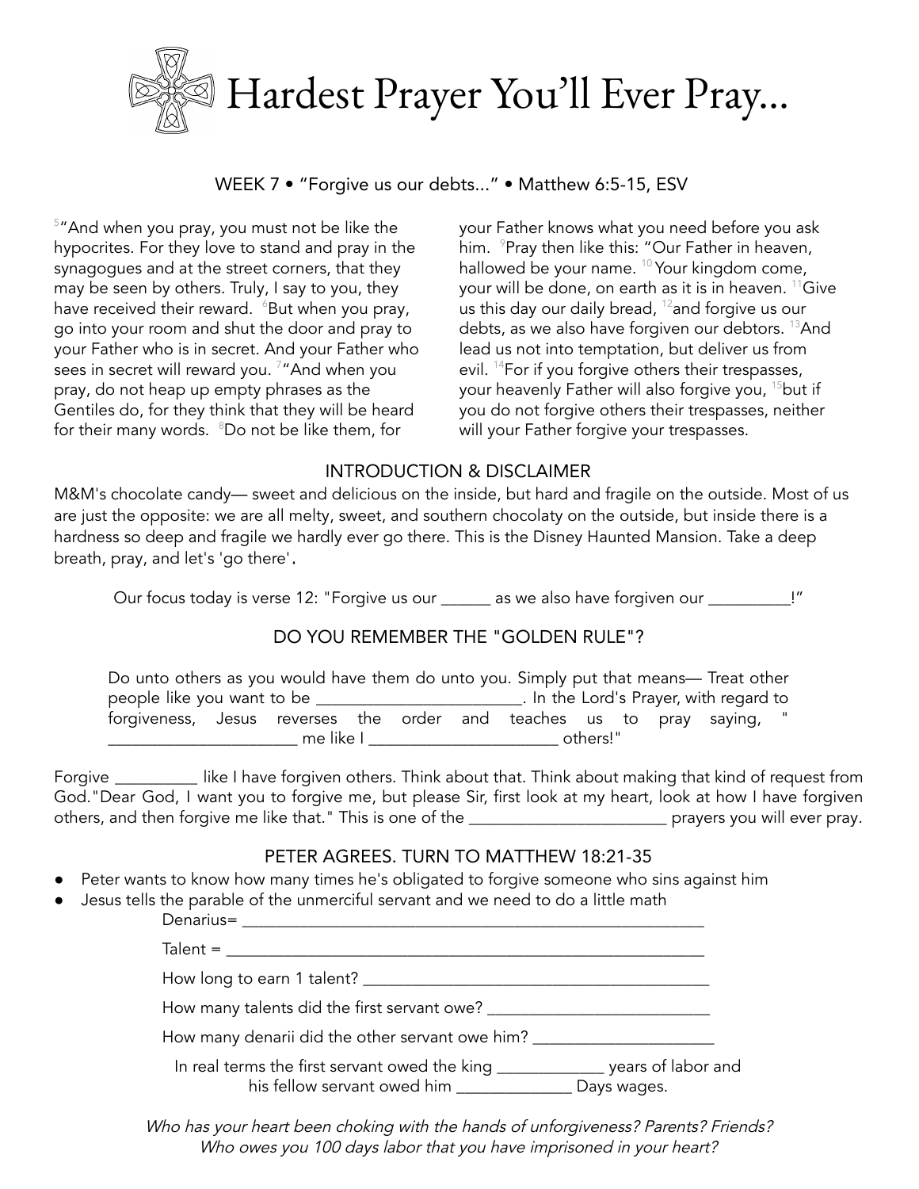# Hardest Prayer You'll Ever Pray...

WEEK 7 • "Forgive us our debts..." • Matthew 6:5-15, ESV

[5]"And when you pray, you must not be like the hypocrites. For they love to stand and pray in the synagogues and at the street corners, that they may be seen by others. Truly, I say to you, they have received their reward. [6]But when you pray, go into your room and shut the door and pray to your Father who is in secret. And your Father who sees in secret will reward you. [7]"And when you pray, do not heap up empty phrases as the Gentiles do, for they think that they will be heard for their many words. [8]Do not be like them, for your Father knows what you need before you ask him. [9]Pray then like this: "Our Father in heaven, hallowed be your name. [10]Your kingdom come, your will be done, on earth as it is in heaven. [11]Give us this day our daily bread, [12]and forgive us our debts, as we also have forgiven our debtors. [13]And lead us not into temptation, but deliver us from evil. [14]For if you forgive others their trespasses, your heavenly Father will also forgive you, [15]but if you do not forgive others their trespasses, neither will your Father forgive your trespasses.

## INTRODUCTION & DISCLAIMER

M&M's chocolate candy— sweet and delicious on the inside, but hard and fragile on the outside. Most of us are just the opposite: we are all melty, sweet, and southern chocolaty on the outside, but inside there is a hardness so deep and fragile we hardly ever go there. This is the Disney Haunted Mansion. Take a deep breath, pray, and let's 'go there'.

Our focus today is verse 12: "Forgive us our ______ as we also have forgiven our __________!"

## DO YOU REMEMBER THE "GOLDEN RULE"?

Do unto others as you would have them do unto you. Simply put that means— Treat other people like you want to be ________________________. In the Lord's Prayer, with regard to forgiveness, Jesus reverses the order and teaches us to pray saying, " ______________________ me like I ______________________ others!"

Forgive __________ like I have forgiven others. Think about that. Think about making that kind of request from God."Dear God, I want you to forgive me, but please Sir, first look at my heart, look at how I have forgiven others, and then forgive me like that." This is one of the ________________________ prayers you will ever pray.

## PETER AGREES. TURN TO MATTHEW 18:21-35

- Peter wants to know how many times he's obligated to forgive someone who sins against him
- Jesus tells the parable of the unmerciful servant and we need to do a little math

Denarius= ________________________________________________________

Talent = _________________________________________________________

How long to earn 1 talent? ________________________________________

How many talents did the first servant owe? __________________________

How many denarii did the other servant owe him? _____________________

In real terms the first servant owed the king _____________ years of labor and his fellow servant owed him _____________ Days wages.

*Who has your heart been choking with the hands of unforgiveness? Parents? Friends? Who owes you 100 days labor that you have imprisoned in your heart?*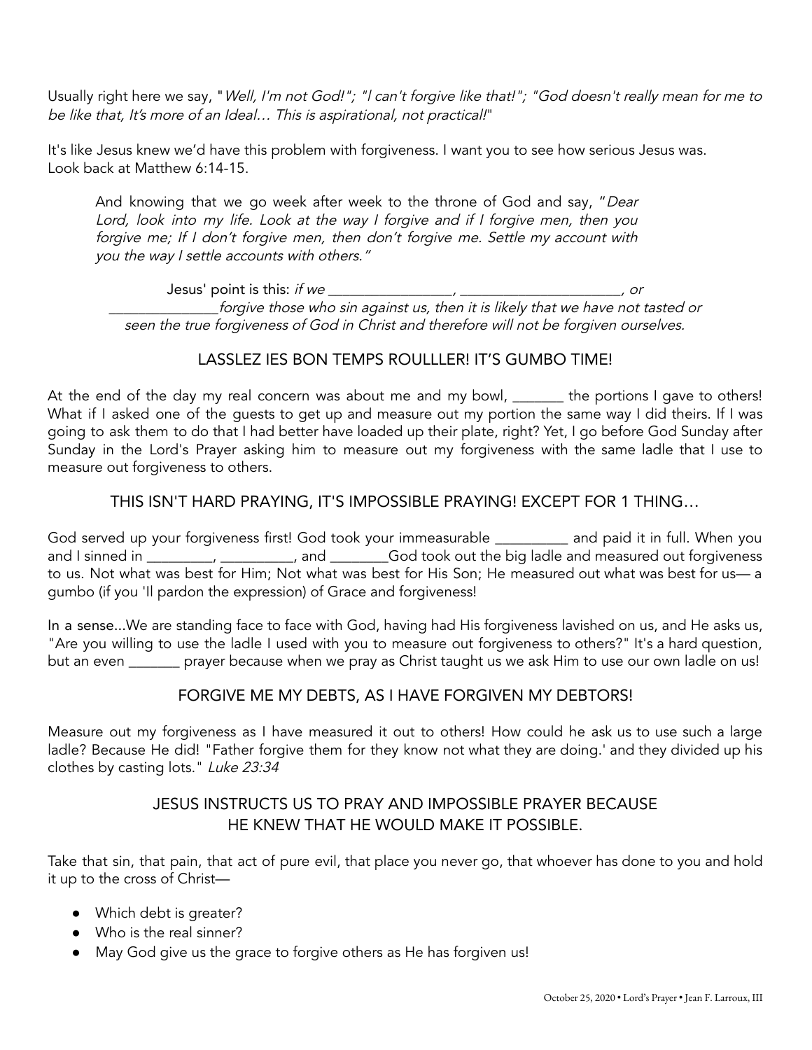Usually right here we say, "*Well, I'm not God!*"; "*I can't forgive like that!*"; "*God doesn't really mean for me to be like that, It's more of an Ideal… This is aspirational, not practical!*"

It's like Jesus knew we'd have this problem with forgiveness. I want you to see how serious Jesus was. Look back at Matthew 6:14-15.

> And knowing that we go week after week to the throne of God and say, "*Dear Lord, look into my life. Look at the way I forgive and if I forgive men, then you forgive me; If I don't forgive men, then don't forgive me. Settle my account with you the way I settle accounts with others.*"

Jesus' point is this: *if we _________________, ______________________, or _______________forgive those who sin against us, then it is likely that we have not tasted or seen the true forgiveness of God in Christ and therefore will not be forgiven ourselves.*

## LASSLEZ IES BON TEMPS ROULLLER! IT'S GUMBO TIME!

At the end of the day my real concern was about me and my bowl, _______ the portions I gave to others! What if I asked one of the guests to get up and measure out my portion the same way I did theirs. If I was going to ask them to do that I had better have loaded up their plate, right? Yet, I go before God Sunday after Sunday in the Lord's Prayer asking him to measure out my forgiveness with the same ladle that I use to measure out forgiveness to others.

## THIS ISN'T HARD PRAYING, IT'S IMPOSSIBLE PRAYING! EXCEPT FOR 1 THING…

God served up your forgiveness first! God took your immeasurable __________ and paid it in full. When you and I sinned in _________, __________, and ________God took out the big ladle and measured out forgiveness to us. Not what was best for Him; Not what was best for His Son; He measured out what was best for us— a gumbo (if you 'll pardon the expression) of Grace and forgiveness!

In a sense...We are standing face to face with God, having had His forgiveness lavished on us, and He asks us, "Are you willing to use the ladle I used with you to measure out forgiveness to others?" It's a hard question, but an even _______ prayer because when we pray as Christ taught us we ask Him to use our own ladle on us!

## FORGIVE ME MY DEBTS, AS I HAVE FORGIVEN MY DEBTORS!

Measure out my forgiveness as I have measured it out to others! How could he ask us to use such a large ladle? Because He did! "Father forgive them for they know not what they are doing.' and they divided up his clothes by casting lots." *Luke 23:34*

## JESUS INSTRUCTS US TO PRAY AND IMPOSSIBLE PRAYER BECAUSE HE KNEW THAT HE WOULD MAKE IT POSSIBLE.

Take that sin, that pain, that act of pure evil, that place you never go, that whoever has done to you and hold it up to the cross of Christ—

- Which debt is greater?
- Who is the real sinner?
- May God give us the grace to forgive others as He has forgiven us!